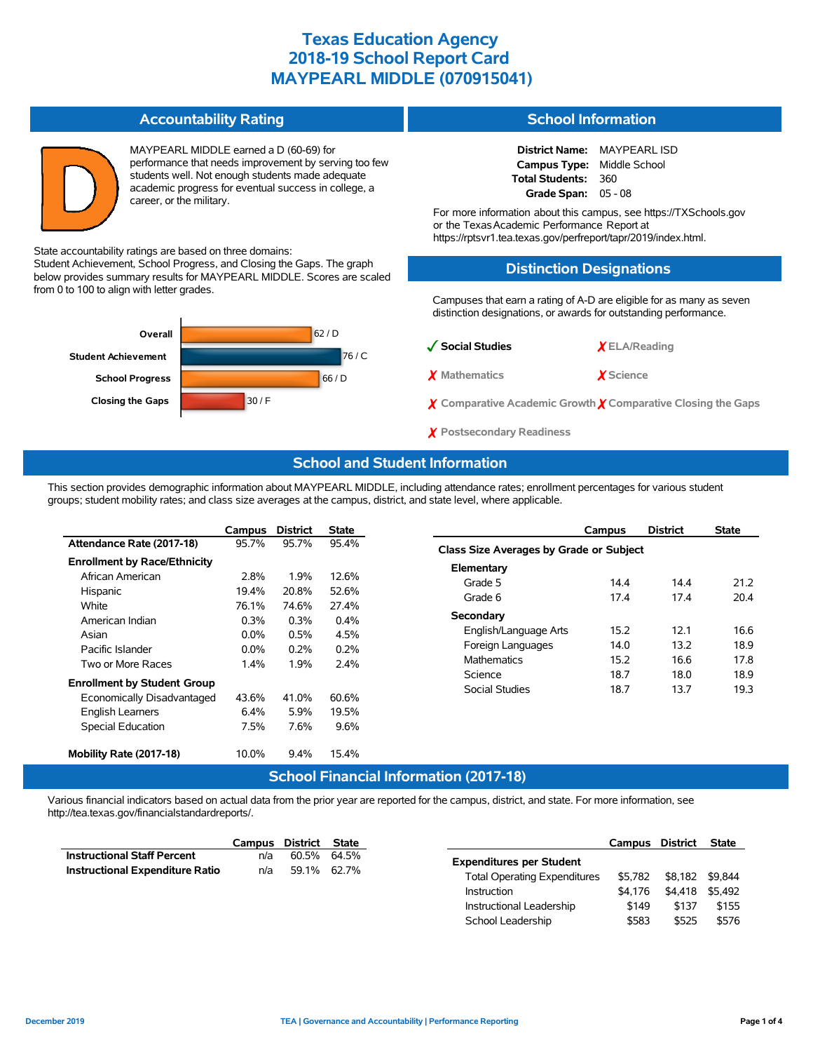# Texas Education Agency
# 2018-19 School Report Card
# MAYPEARL MIDDLE (070915041)

## Accountability Rating

**D**

MAYPEARL MIDDLE earned a D (60-69) for performance that needs improvement by serving too few students well. Not enough students made adequate academic progress for eventual success in college, a career, or the military.

State accountability ratings are based on three domains: Student Achievement, School Progress, and Closing the Gaps. The graph below provides summary results for MAYPEARL MIDDLE. Scores are scaled from 0 to 100 to align with letter grades.

| Domain | Score |
|---|---|
| Overall | 62 / D |
| Student Achievement | 76 / C |
| School Progress | 66 / D |
| Closing the Gaps | 30 / F |

## School Information

**District Name:** MAYPEARL ISD
**Campus Type:** Middle School
**Total Students:** 360
**Grade Span:** 05 - 08

For more information about this campus, see https://TXSchools.gov or the Texas Academic Performance Report at https://rptsvr1.tea.texas.gov/perfreport/tapr/2019/index.html.

## Distinction Designations

Campuses that earn a rating of A-D are eligible for as many as seven distinction designations, or awards for outstanding performance.

- ✓ Social Studies
- ✗ ELA/Reading
- ✗ Mathematics
- ✗ Science
- ✗ Comparative Academic Growth
- ✗ Comparative Closing the Gaps
- ✗ Postsecondary Readiness

## School and Student Information

This section provides demographic information about MAYPEARL MIDDLE, including attendance rates; enrollment percentages for various student groups; student mobility rates; and class size averages at the campus, district, and state level, where applicable.

| | Campus | District | State |
|---|---|---|---|
| **Attendance Rate (2017-18)** | 95.7% | 95.7% | 95.4% |
| **Enrollment by Race/Ethnicity** | | | |
| African American | 2.8% | 1.9% | 12.6% |
| Hispanic | 19.4% | 20.8% | 52.6% |
| White | 76.1% | 74.6% | 27.4% |
| American Indian | 0.3% | 0.3% | 0.4% |
| Asian | 0.0% | 0.5% | 4.5% |
| Pacific Islander | 0.0% | 0.2% | 0.2% |
| Two or More Races | 1.4% | 1.9% | 2.4% |
| **Enrollment by Student Group** | | | |
| Economically Disadvantaged | 43.6% | 41.0% | 60.6% |
| English Learners | 6.4% | 5.9% | 19.5% |
| Special Education | 7.5% | 7.6% | 9.6% |
| **Mobility Rate (2017-18)** | 10.0% | 9.4% | 15.4% |

| | Campus | District | State |
|---|---|---|---|
| **Class Size Averages by Grade or Subject** | | | |
| **Elementary** | | | |
| Grade 5 | 14.4 | 14.4 | 21.2 |
| Grade 6 | 17.4 | 17.4 | 20.4 |
| **Secondary** | | | |
| English/Language Arts | 15.2 | 12.1 | 16.6 |
| Foreign Languages | 14.0 | 13.2 | 18.9 |
| Mathematics | 15.2 | 16.6 | 17.8 |
| Science | 18.7 | 18.0 | 18.9 |
| Social Studies | 18.7 | 13.7 | 19.3 |

## School Financial Information (2017-18)

Various financial indicators based on actual data from the prior year are reported for the campus, district, and state. For more information, see http://tea.texas.gov/financialstandardreports/.

| | Campus | District | State |
|---|---|---|---|
| **Instructional Staff Percent** | n/a | 60.5% | 64.5% |
| **Instructional Expenditure Ratio** | n/a | 59.1% | 62.7% |

| | Campus | District | State |
|---|---|---|---|
| **Expenditures per Student** | | | |
| Total Operating Expenditures | $5,782 | $8,182 | $9,844 |
| Instruction | $4,176 | $4,418 | $5,492 |
| Instructional Leadership | $149 | $137 | $155 |
| School Leadership | $583 | $525 | $576 |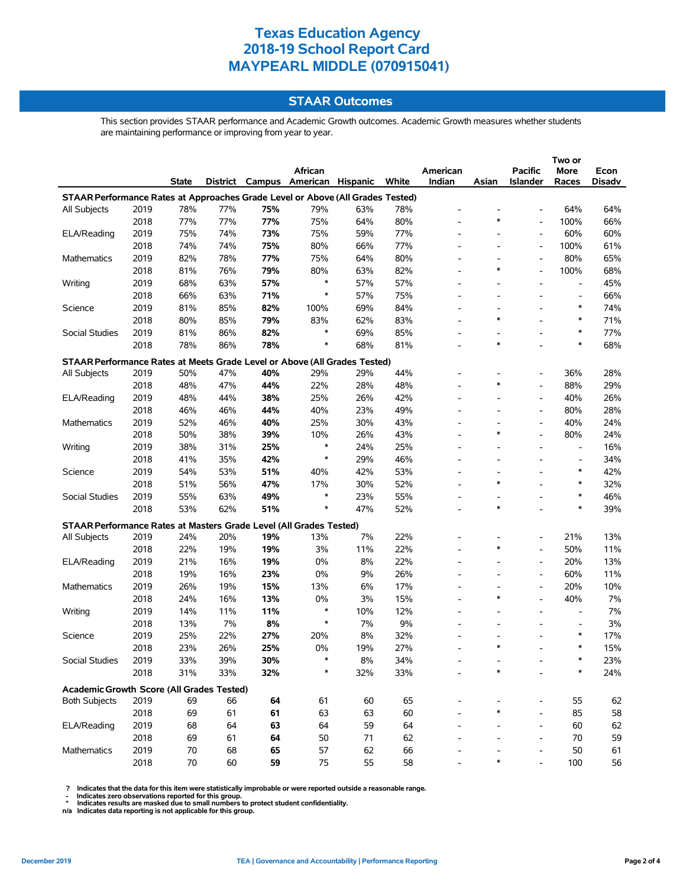# Texas Education Agency
# 2018-19 School Report Card
# MAYPEARL MIDDLE (070915041)

## STAAR Outcomes

This section provides STAAR performance and Academic Growth outcomes. Academic Growth measures whether students are maintaining performance or improving from year to year.

| | | State | District | Campus | African American | Hispanic | White | American Indian | Asian | Pacific Islander | Two or More Races | Econ Disadv |
|---|---|---|---|---|---|---|---|---|---|---|---|---|
| **STAAR Performance Rates at Approaches Grade Level or Above (All Grades Tested)** | | | | | | | | | | | | |
| All Subjects | 2019 | 78% | 77% | **75%** | 79% | 63% | 78% | - | - | - | 64% | 64% |
| | 2018 | 77% | 77% | **77%** | 75% | 64% | 80% | - | * | - | 100% | 66% |
| ELA/Reading | 2019 | 75% | 74% | **73%** | 75% | 59% | 77% | - | - | - | 60% | 60% |
| | 2018 | 74% | 74% | **75%** | 80% | 66% | 77% | - | - | - | 100% | 61% |
| Mathematics | 2019 | 82% | 78% | **77%** | 75% | 64% | 80% | - | - | - | 80% | 65% |
| | 2018 | 81% | 76% | **79%** | 80% | 63% | 82% | - | * | - | 100% | 68% |
| Writing | 2019 | 68% | 63% | **57%** | * | 57% | 57% | - | - | - | - | 45% |
| | 2018 | 66% | 63% | **71%** | * | 57% | 75% | - | - | - | - | 66% |
| Science | 2019 | 81% | 85% | **82%** | 100% | 69% | 84% | - | - | - | * | 74% |
| | 2018 | 80% | 85% | **79%** | 83% | 62% | 83% | - | * | - | * | 71% |
| Social Studies | 2019 | 81% | 86% | **82%** | * | 69% | 85% | - | - | - | * | 77% |
| | 2018 | 78% | 86% | **78%** | * | 68% | 81% | - | * | - | * | 68% |
| **STAAR Performance Rates at Meets Grade Level or Above (All Grades Tested)** | | | | | | | | | | | | |
| All Subjects | 2019 | 50% | 47% | **40%** | 29% | 29% | 44% | - | - | - | 36% | 28% |
| | 2018 | 48% | 47% | **44%** | 22% | 28% | 48% | - | * | - | 88% | 29% |
| ELA/Reading | 2019 | 48% | 44% | **38%** | 25% | 26% | 42% | - | - | - | 40% | 26% |
| | 2018 | 46% | 46% | **44%** | 40% | 23% | 49% | - | - | - | 80% | 28% |
| Mathematics | 2019 | 52% | 46% | **40%** | 25% | 30% | 43% | - | - | - | 40% | 24% |
| | 2018 | 50% | 38% | **39%** | 10% | 26% | 43% | - | * | - | 80% | 24% |
| Writing | 2019 | 38% | 31% | **25%** | * | 24% | 25% | - | - | - | - | 16% |
| | 2018 | 41% | 35% | **42%** | * | 29% | 46% | - | - | - | - | 34% |
| Science | 2019 | 54% | 53% | **51%** | 40% | 42% | 53% | - | - | - | * | 42% |
| | 2018 | 51% | 56% | **47%** | 17% | 30% | 52% | - | * | - | * | 32% |
| Social Studies | 2019 | 55% | 63% | **49%** | * | 23% | 55% | - | - | - | * | 46% |
| | 2018 | 53% | 62% | **51%** | * | 47% | 52% | - | * | - | * | 39% |
| **STAAR Performance Rates at Masters Grade Level (All Grades Tested)** | | | | | | | | | | | | |
| All Subjects | 2019 | 24% | 20% | **19%** | 13% | 7% | 22% | - | - | - | 21% | 13% |
| | 2018 | 22% | 19% | **19%** | 3% | 11% | 22% | - | * | - | 50% | 11% |
| ELA/Reading | 2019 | 21% | 16% | **19%** | 0% | 8% | 22% | - | - | - | 20% | 13% |
| | 2018 | 19% | 16% | **23%** | 0% | 9% | 26% | - | - | - | 60% | 11% |
| Mathematics | 2019 | 26% | 19% | **15%** | 13% | 6% | 17% | - | - | - | 20% | 10% |
| | 2018 | 24% | 16% | **13%** | 0% | 3% | 15% | - | * | - | 40% | 7% |
| Writing | 2019 | 14% | 11% | **11%** | * | 10% | 12% | - | - | - | - | 7% |
| | 2018 | 13% | 7% | **8%** | * | 7% | 9% | - | - | - | - | 3% |
| Science | 2019 | 25% | 22% | **27%** | 20% | 8% | 32% | - | - | - | * | 17% |
| | 2018 | 23% | 26% | **25%** | 0% | 19% | 27% | - | * | - | * | 15% |
| Social Studies | 2019 | 33% | 39% | **30%** | * | 8% | 34% | - | - | - | * | 23% |
| | 2018 | 31% | 33% | **32%** | * | 32% | 33% | - | * | - | * | 24% |
| **Academic Growth Score (All Grades Tested)** | | | | | | | | | | | | |
| Both Subjects | 2019 | 69 | 66 | **64** | 61 | 60 | 65 | - | - | - | 55 | 62 |
| | 2018 | 69 | 61 | **61** | 63 | 63 | 60 | - | * | - | 85 | 58 |
| ELA/Reading | 2019 | 68 | 64 | **63** | 64 | 59 | 64 | - | - | - | 60 | 62 |
| | 2018 | 69 | 61 | **64** | 50 | 71 | 62 | - | - | - | 70 | 59 |
| Mathematics | 2019 | 70 | 68 | **65** | 57 | 62 | 66 | - | - | - | 50 | 61 |
| | 2018 | 70 | 60 | **59** | 75 | 55 | 58 | - | * | - | 100 | 56 |

? Indicates that the data for this item were statistically improbable or were reported outside a reasonable range.
- Indicates zero observations reported for this group.
* Indicates results are masked due to small numbers to protect student confidentiality.
n/a Indicates data reporting is not applicable for this group.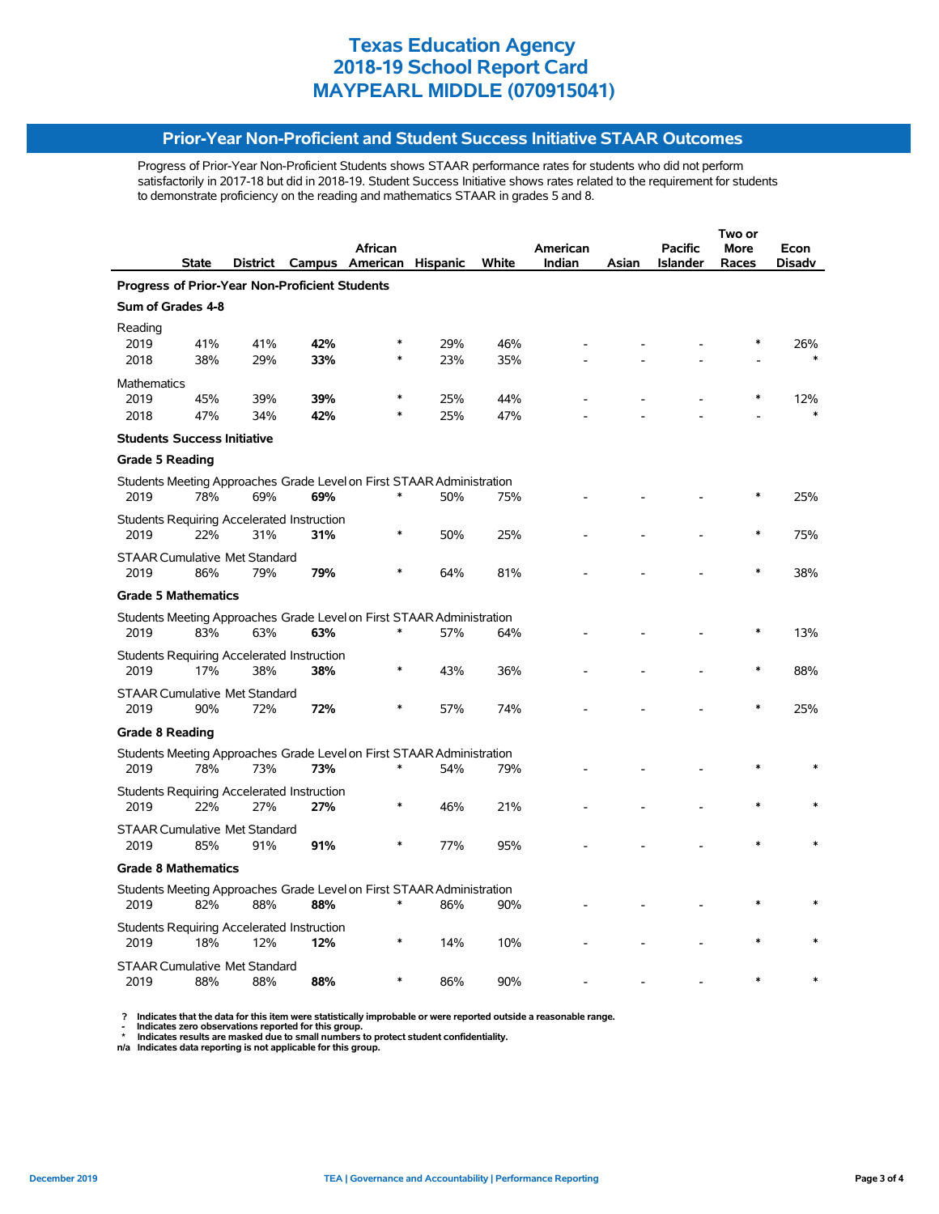# Texas Education Agency
# 2018-19 School Report Card
# MAYPEARL MIDDLE (070915041)

## Prior-Year Non-Proficient and Student Success Initiative STAAR Outcomes

Progress of Prior-Year Non-Proficient Students shows STAAR performance rates for students who did not perform satisfactorily in 2017-18 but did in 2018-19. Student Success Initiative shows rates related to the requirement for students to demonstrate proficiency on the reading and mathematics STAAR in grades 5 and 8.

| | State | District | Campus | African American | Hispanic | White | American Indian | Asian | Pacific Islander | Two or More Races | Econ Disadv |
|---|---|---|---|---|---|---|---|---|---|---|---|
| **Progress of Prior-Year Non-Proficient Students** | | | | | | | | | | | |
| **Sum of Grades 4-8** | | | | | | | | | | | |
| Reading | | | | | | | | | | | |
| 2019 | 41% | 41% | **42%** | * | 29% | 46% | - | - | - | * | 26% |
| 2018 | 38% | 29% | **33%** | * | 23% | 35% | - | - | - | - | * |
| Mathematics | | | | | | | | | | | |
| 2019 | 45% | 39% | **39%** | * | 25% | 44% | - | - | - | * | 12% |
| 2018 | 47% | 34% | **42%** | * | 25% | 47% | - | - | - | - | * |
| **Students Success Initiative** | | | | | | | | | | | |
| **Grade 5 Reading** | | | | | | | | | | | |
| Students Meeting Approaches Grade Level on First STAAR Administration | | | | | | | | | | | |
| 2019 | 78% | 69% | **69%** | * | 50% | 75% | - | - | - | * | 25% |
| Students Requiring Accelerated Instruction | | | | | | | | | | | |
| 2019 | 22% | 31% | **31%** | * | 50% | 25% | - | - | - | * | 75% |
| STAAR Cumulative Met Standard | | | | | | | | | | | |
| 2019 | 86% | 79% | **79%** | * | 64% | 81% | - | - | - | * | 38% |
| **Grade 5 Mathematics** | | | | | | | | | | | |
| Students Meeting Approaches Grade Level on First STAAR Administration | | | | | | | | | | | |
| 2019 | 83% | 63% | **63%** | * | 57% | 64% | - | - | - | * | 13% |
| Students Requiring Accelerated Instruction | | | | | | | | | | | |
| 2019 | 17% | 38% | **38%** | * | 43% | 36% | - | - | - | * | 88% |
| STAAR Cumulative Met Standard | | | | | | | | | | | |
| 2019 | 90% | 72% | **72%** | * | 57% | 74% | - | - | - | * | 25% |
| **Grade 8 Reading** | | | | | | | | | | | |
| Students Meeting Approaches Grade Level on First STAAR Administration | | | | | | | | | | | |
| 2019 | 78% | 73% | **73%** | * | 54% | 79% | - | - | - | * | * |
| Students Requiring Accelerated Instruction | | | | | | | | | | | |
| 2019 | 22% | 27% | **27%** | * | 46% | 21% | - | - | - | * | * |
| STAAR Cumulative Met Standard | | | | | | | | | | | |
| 2019 | 85% | 91% | **91%** | * | 77% | 95% | - | - | - | * | * |
| **Grade 8 Mathematics** | | | | | | | | | | | |
| Students Meeting Approaches Grade Level on First STAAR Administration | | | | | | | | | | | |
| 2019 | 82% | 88% | **88%** | * | 86% | 90% | - | - | - | * | * |
| Students Requiring Accelerated Instruction | | | | | | | | | | | |
| 2019 | 18% | 12% | **12%** | * | 14% | 10% | - | - | - | * | * |
| STAAR Cumulative Met Standard | | | | | | | | | | | |
| 2019 | 88% | 88% | **88%** | * | 86% | 90% | - | - | - | * | * |

**?** Indicates that the data for this item were statistically improbable or were reported outside a reasonable range.
**-** Indicates zero observations reported for this group.
**\*** Indicates results are masked due to small numbers to protect student confidentiality.
**n/a** Indicates data reporting is not applicable for this group.